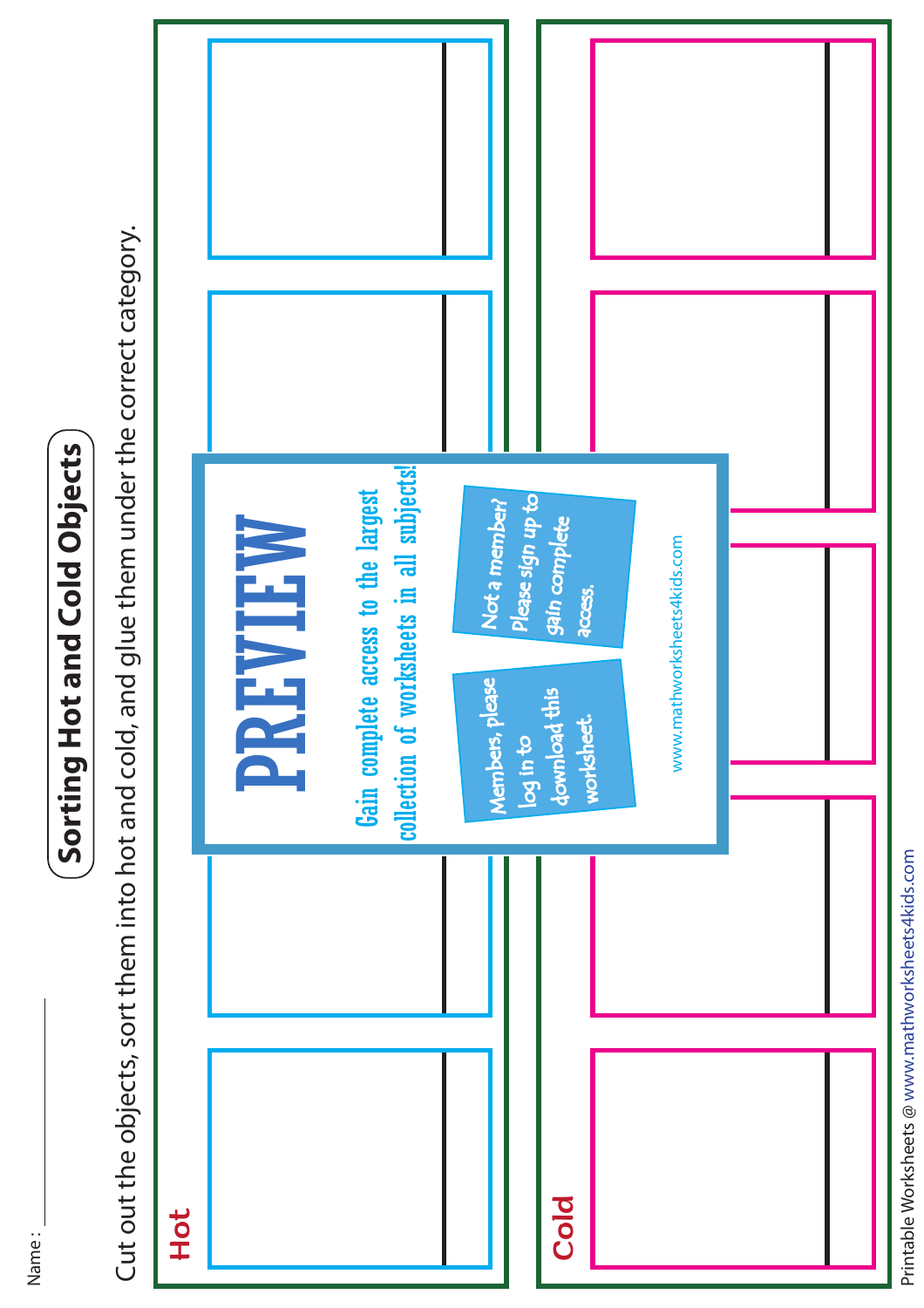Name: ____________

# Sorting Hot and Cold Objects

Cut out the objects, sort them into hot and cold, and glue them under the correct category.

**Hot**

**Cold**

PREVIEW

Gain complete access to the largest collection of worksheets in all subjects!

Members, please log in to download this worksheet.

Not a member? Please sign up to gain complete access.

www.mathworksheets4kids.com

Printable Worksheets @ www.mathworksheets4kids.com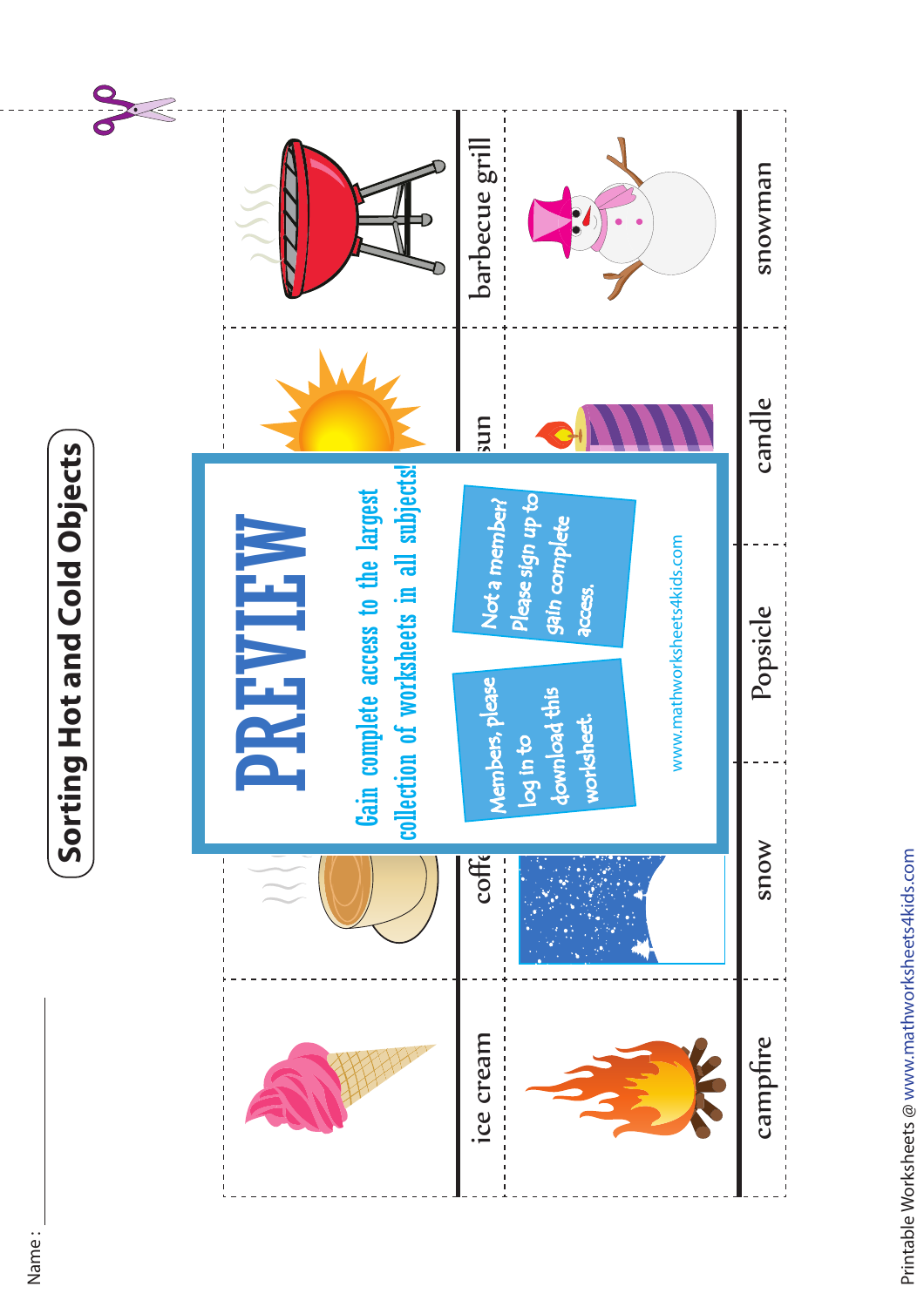# Sorting Hot and Cold Objects

Name : ____________

| | | | |
|---|---|---|---|
| ice cream | coffee | sun | barbecue grill |
| campfire | snow | Popsicle | candle | snowman |

PREVIEW

Gain complete access to the largest collection of worksheets in all subjects!

Members, please log in to download this worksheet.

Not a member? Please sign up to gain complete access.

www.mathworksheets4kids.com

Printable Worksheets @ www.mathworksheets4kids.com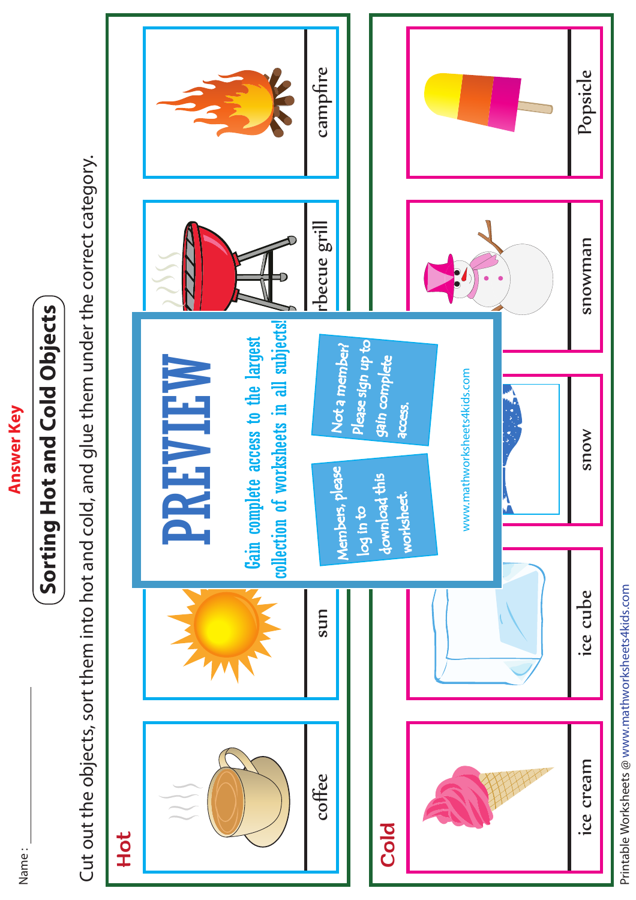Name: ____________

**Answer Key**

# Sorting Hot and Cold Objects

Cut out the objects, sort them into hot and cold, and glue them under the correct category.

## Hot

coffee

sun

barbecue grill

campfire

## Cold

ice cream

ice cube

snow

snowman

Popsicle

**PREVIEW**

Gain complete access to the largest collection of worksheets in all subjects!

Members, please log in to download this worksheet.

Not a member? Please sign up to gain complete access.

www.mathworksheets4kids.com

Printable Worksheets @ www.mathworksheets4kids.com